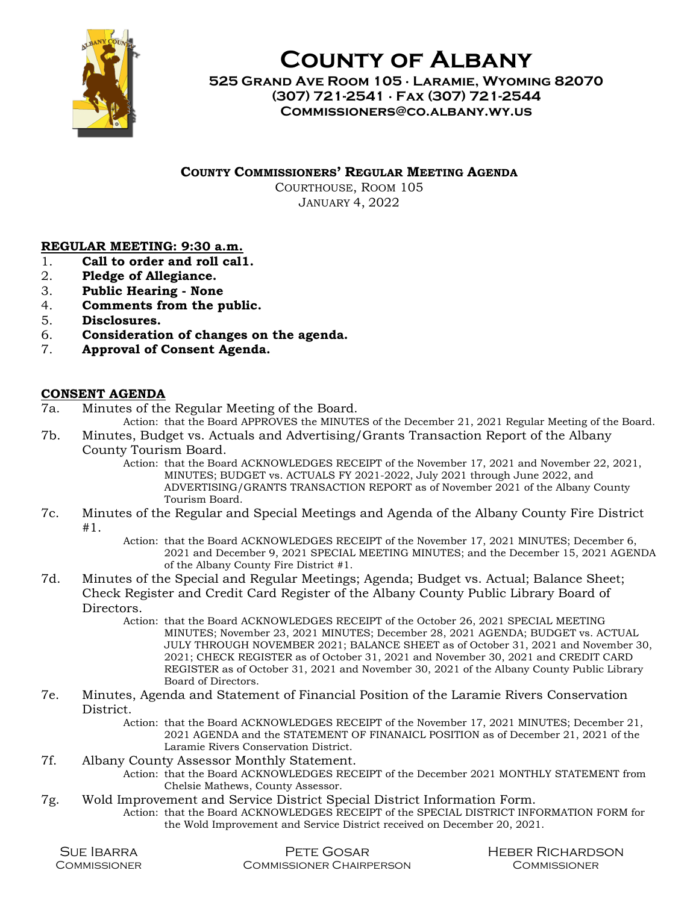# County of Albany

**525 Grand Ave Room 105 · Laramie, Wyoming 82070**
**(307) 721-2541 · Fax (307) 721-2544**
**Commissioners@co.albany.wy.us**

## County Commissioners' Regular Meeting Agenda

Courthouse, Room 105
January 4, 2022

**REGULAR MEETING: 9:30 a.m.**

1. **Call to order and roll cal1.**
2. **Pledge of Allegiance.**
3. **Public Hearing - None**
4. **Comments from the public.**
5. **Disclosures.**
6. **Consideration of changes on the agenda.**
7. **Approval of Consent Agenda.**

**CONSENT AGENDA**

7a. Minutes of the Regular Meeting of the Board.

Action: that the Board APPROVES the MINUTES of the December 21, 2021 Regular Meeting of the Board.

7b. Minutes, Budget vs. Actuals and Advertising/Grants Transaction Report of the Albany County Tourism Board.

Action: that the Board ACKNOWLEDGES RECEIPT of the November 17, 2021 and November 22, 2021, MINUTES; BUDGET vs. ACTUALS FY 2021-2022, July 2021 through June 2022, and ADVERTISING/GRANTS TRANSACTION REPORT as of November 2021 of the Albany County Tourism Board.

7c. Minutes of the Regular and Special Meetings and Agenda of the Albany County Fire District #1.

Action: that the Board ACKNOWLEDGES RECEIPT of the November 17, 2021 MINUTES; December 6, 2021 and December 9, 2021 SPECIAL MEETING MINUTES; and the December 15, 2021 AGENDA of the Albany County Fire District #1.

7d. Minutes of the Special and Regular Meetings; Agenda; Budget vs. Actual; Balance Sheet; Check Register and Credit Card Register of the Albany County Public Library Board of Directors.

Action: that the Board ACKNOWLEDGES RECEIPT of the October 26, 2021 SPECIAL MEETING MINUTES; November 23, 2021 MINUTES; December 28, 2021 AGENDA; BUDGET vs. ACTUAL JULY THROUGH NOVEMBER 2021; BALANCE SHEET as of October 31, 2021 and November 30, 2021; CHECK REGISTER as of October 31, 2021 and November 30, 2021 and CREDIT CARD REGISTER as of October 31, 2021 and November 30, 2021 of the Albany County Public Library Board of Directors.

7e. Minutes, Agenda and Statement of Financial Position of the Laramie Rivers Conservation District.

Action: that the Board ACKNOWLEDGES RECEIPT of the November 17, 2021 MINUTES; December 21, 2021 AGENDA and the STATEMENT OF FINANAICL POSITION as of December 21, 2021 of the Laramie Rivers Conservation District.

7f. Albany County Assessor Monthly Statement.

Action: that the Board ACKNOWLEDGES RECEIPT of the December 2021 MONTHLY STATEMENT from Chelsie Mathews, County Assessor.

7g. Wold Improvement and Service District Special District Information Form.

Action: that the Board ACKNOWLEDGES RECEIPT of the SPECIAL DISTRICT INFORMATION FORM for the Wold Improvement and Service District received on December 20, 2021.

Sue Ibarra, Commissioner · Pete Gosar, Commissioner Chairperson · Heber Richardson, Commissioner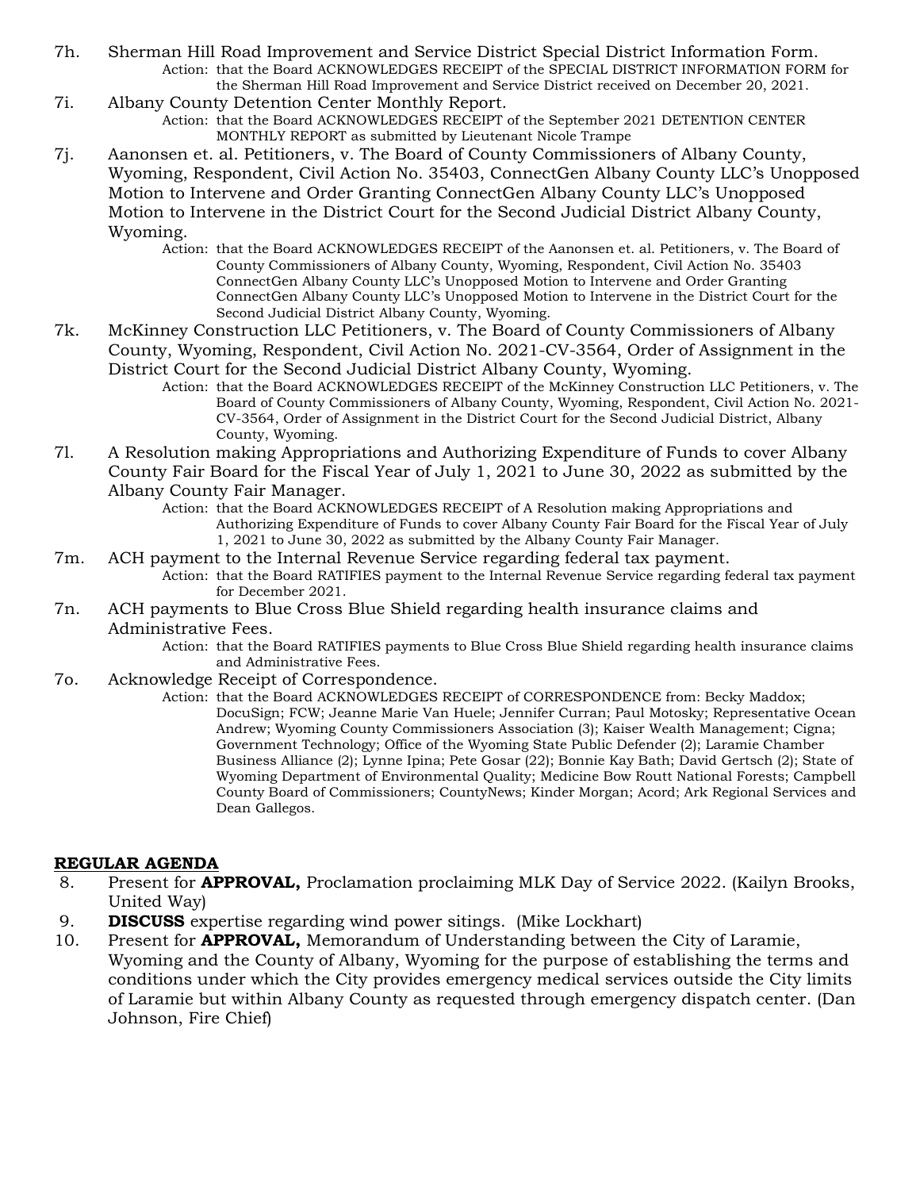7h. Sherman Hill Road Improvement and Service District Special District Information Form.

Action: that the Board ACKNOWLEDGES RECEIPT of the SPECIAL DISTRICT INFORMATION FORM for the Sherman Hill Road Improvement and Service District received on December 20, 2021.

7i. Albany County Detention Center Monthly Report.

Action: that the Board ACKNOWLEDGES RECEIPT of the September 2021 DETENTION CENTER MONTHLY REPORT as submitted by Lieutenant Nicole Trampe

7j. Aanonsen et. al. Petitioners, v. The Board of County Commissioners of Albany County, Wyoming, Respondent, Civil Action No. 35403, ConnectGen Albany County LLC's Unopposed Motion to Intervene and Order Granting ConnectGen Albany County LLC's Unopposed Motion to Intervene in the District Court for the Second Judicial District Albany County, Wyoming.

Action: that the Board ACKNOWLEDGES RECEIPT of the Aanonsen et. al. Petitioners, v. The Board of County Commissioners of Albany County, Wyoming, Respondent, Civil Action No. 35403 ConnectGen Albany County LLC's Unopposed Motion to Intervene and Order Granting ConnectGen Albany County LLC's Unopposed Motion to Intervene in the District Court for the Second Judicial District Albany County, Wyoming.

7k. McKinney Construction LLC Petitioners, v. The Board of County Commissioners of Albany County, Wyoming, Respondent, Civil Action No. 2021-CV-3564, Order of Assignment in the District Court for the Second Judicial District Albany County, Wyoming.

Action: that the Board ACKNOWLEDGES RECEIPT of the McKinney Construction LLC Petitioners, v. The Board of County Commissioners of Albany County, Wyoming, Respondent, Civil Action No. 2021-CV-3564, Order of Assignment in the District Court for the Second Judicial District, Albany County, Wyoming.

7l. A Resolution making Appropriations and Authorizing Expenditure of Funds to cover Albany County Fair Board for the Fiscal Year of July 1, 2021 to June 30, 2022 as submitted by the Albany County Fair Manager.

Action: that the Board ACKNOWLEDGES RECEIPT of A Resolution making Appropriations and Authorizing Expenditure of Funds to cover Albany County Fair Board for the Fiscal Year of July 1, 2021 to June 30, 2022 as submitted by the Albany County Fair Manager.

7m. ACH payment to the Internal Revenue Service regarding federal tax payment.

Action: that the Board RATIFIES payment to the Internal Revenue Service regarding federal tax payment for December 2021.

7n. ACH payments to Blue Cross Blue Shield regarding health insurance claims and Administrative Fees.

Action: that the Board RATIFIES payments to Blue Cross Blue Shield regarding health insurance claims and Administrative Fees.

7o. Acknowledge Receipt of Correspondence.

Action: that the Board ACKNOWLEDGES RECEIPT of CORRESPONDENCE from: Becky Maddox; DocuSign; FCW; Jeanne Marie Van Huele; Jennifer Curran; Paul Motosky; Representative Ocean Andrew; Wyoming County Commissioners Association (3); Kaiser Wealth Management; Cigna; Government Technology; Office of the Wyoming State Public Defender (2); Laramie Chamber Business Alliance (2); Lynne Ipina; Pete Gosar (22); Bonnie Kay Bath; David Gertsch (2); State of Wyoming Department of Environmental Quality; Medicine Bow Routt National Forests; Campbell County Board of Commissioners; CountyNews; Kinder Morgan; Acord; Ark Regional Services and Dean Gallegos.

## REGULAR AGENDA

8. Present for **APPROVAL,** Proclamation proclaiming MLK Day of Service 2022. (Kailyn Brooks, United Way)
9. **DISCUSS** expertise regarding wind power sitings. (Mike Lockhart)
10. Present for **APPROVAL,** Memorandum of Understanding between the City of Laramie, Wyoming and the County of Albany, Wyoming for the purpose of establishing the terms and conditions under which the City provides emergency medical services outside the City limits of Laramie but within Albany County as requested through emergency dispatch center. (Dan Johnson, Fire Chief)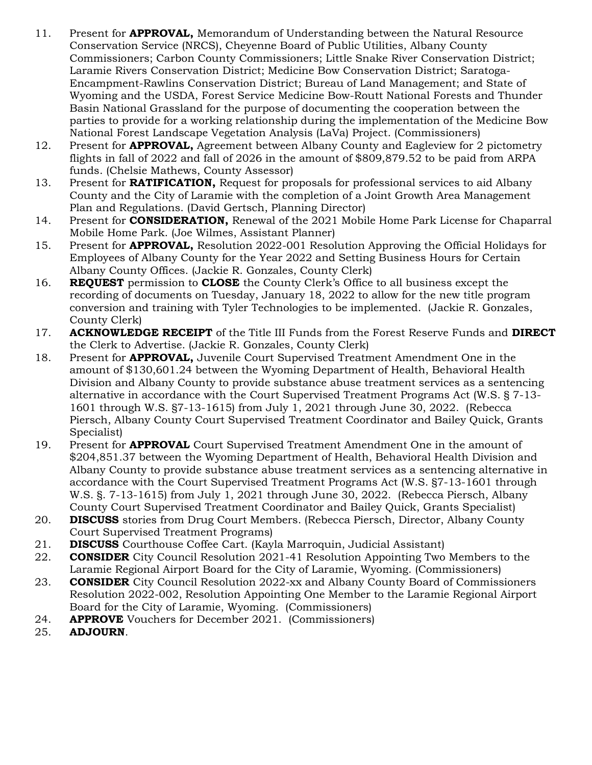11. Present for **APPROVAL,** Memorandum of Understanding between the Natural Resource Conservation Service (NRCS), Cheyenne Board of Public Utilities, Albany County Commissioners; Carbon County Commissioners; Little Snake River Conservation District; Laramie Rivers Conservation District; Medicine Bow Conservation District; Saratoga-Encampment-Rawlins Conservation District; Bureau of Land Management; and State of Wyoming and the USDA, Forest Service Medicine Bow-Routt National Forests and Thunder Basin National Grassland for the purpose of documenting the cooperation between the parties to provide for a working relationship during the implementation of the Medicine Bow National Forest Landscape Vegetation Analysis (LaVa) Project. (Commissioners)
12. Present for **APPROVAL,** Agreement between Albany County and Eagleview for 2 pictometry flights in fall of 2022 and fall of 2026 in the amount of $809,879.52 to be paid from ARPA funds. (Chelsie Mathews, County Assessor)
13. Present for **RATIFICATION,** Request for proposals for professional services to aid Albany County and the City of Laramie with the completion of a Joint Growth Area Management Plan and Regulations. (David Gertsch, Planning Director)
14. Present for **CONSIDERATION,** Renewal of the 2021 Mobile Home Park License for Chaparral Mobile Home Park. (Joe Wilmes, Assistant Planner)
15. Present for **APPROVAL,** Resolution 2022-001 Resolution Approving the Official Holidays for Employees of Albany County for the Year 2022 and Setting Business Hours for Certain Albany County Offices. (Jackie R. Gonzales, County Clerk)
16. **REQUEST** permission to **CLOSE** the County Clerk's Office to all business except the recording of documents on Tuesday, January 18, 2022 to allow for the new title program conversion and training with Tyler Technologies to be implemented. (Jackie R. Gonzales, County Clerk)
17. **ACKNOWLEDGE RECEIPT** of the Title III Funds from the Forest Reserve Funds and **DIRECT** the Clerk to Advertise. (Jackie R. Gonzales, County Clerk)
18. Present for **APPROVAL,** Juvenile Court Supervised Treatment Amendment One in the amount of $130,601.24 between the Wyoming Department of Health, Behavioral Health Division and Albany County to provide substance abuse treatment services as a sentencing alternative in accordance with the Court Supervised Treatment Programs Act (W.S. § 7-13-1601 through W.S. §7-13-1615) from July 1, 2021 through June 30, 2022. (Rebecca Piersch, Albany County Court Supervised Treatment Coordinator and Bailey Quick, Grants Specialist)
19. Present for **APPROVAL** Court Supervised Treatment Amendment One in the amount of $204,851.37 between the Wyoming Department of Health, Behavioral Health Division and Albany County to provide substance abuse treatment services as a sentencing alternative in accordance with the Court Supervised Treatment Programs Act (W.S. §7-13-1601 through W.S. §. 7-13-1615) from July 1, 2021 through June 30, 2022. (Rebecca Piersch, Albany County Court Supervised Treatment Coordinator and Bailey Quick, Grants Specialist)
20. **DISCUSS** stories from Drug Court Members. (Rebecca Piersch, Director, Albany County Court Supervised Treatment Programs)
21. **DISCUSS** Courthouse Coffee Cart. (Kayla Marroquin, Judicial Assistant)
22. **CONSIDER** City Council Resolution 2021-41 Resolution Appointing Two Members to the Laramie Regional Airport Board for the City of Laramie, Wyoming. (Commissioners)
23. **CONSIDER** City Council Resolution 2022-xx and Albany County Board of Commissioners Resolution 2022-002, Resolution Appointing One Member to the Laramie Regional Airport Board for the City of Laramie, Wyoming. (Commissioners)
24. **APPROVE** Vouchers for December 2021. (Commissioners)
25. **ADJOURN**.